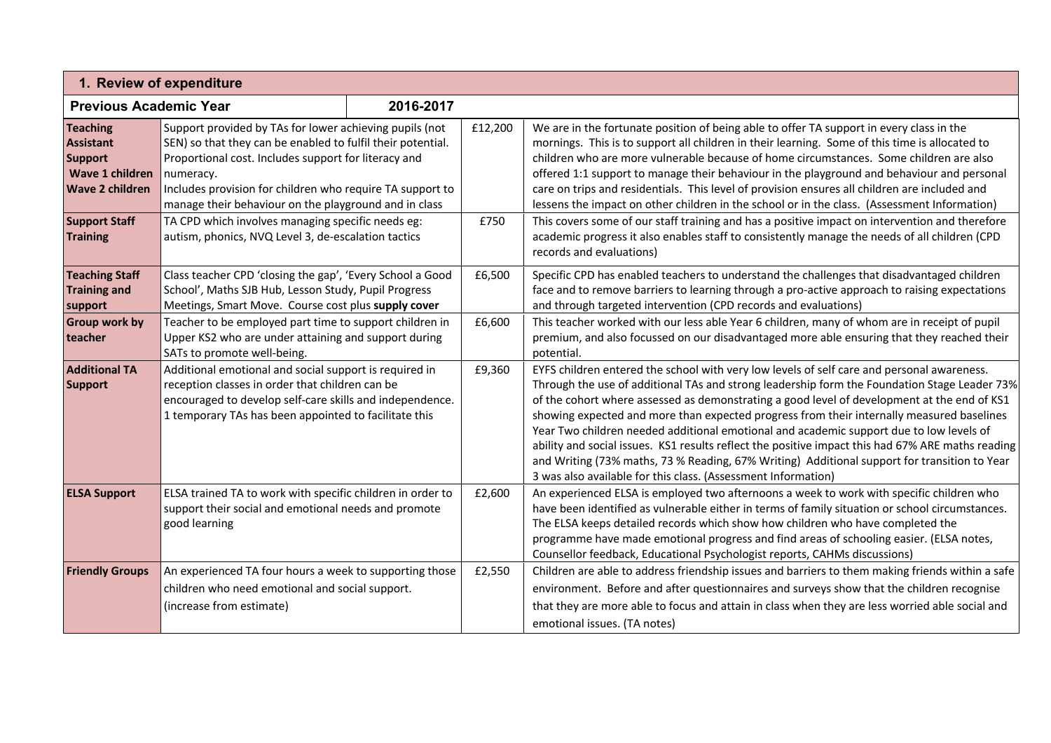## 1. Review of expenditure

| Previous Academic Year | | 2016-2017 | |
|---|---|---|---|
| **Teaching Assistant Support Wave 1 children Wave 2 children** | Support provided by TAs for lower achieving pupils (not SEN) so that they can be enabled to fulfil their potential. Proportional cost. Includes support for literacy and numeracy. Includes provision for children who require TA support to manage their behaviour on the playground and in class | £12,200 | We are in the fortunate position of being able to offer TA support in every class in the mornings. This is to support all children in their learning. Some of this time is allocated to children who are more vulnerable because of home circumstances. Some children are also offered 1:1 support to manage their behaviour in the playground and behaviour and personal care on trips and residentials. This level of provision ensures all children are included and lessens the impact on other children in the school or in the class. (Assessment Information) |
| **Support Staff Training** | TA CPD which involves managing specific needs eg: autism, phonics, NVQ Level 3, de-escalation tactics | £750 | This covers some of our staff training and has a positive impact on intervention and therefore academic progress it also enables staff to consistently manage the needs of all children (CPD records and evaluations) |
| **Teaching Staff Training and support** | Class teacher CPD 'closing the gap', 'Every School a Good School', Maths SJB Hub, Lesson Study, Pupil Progress Meetings, Smart Move. Course cost plus **supply cover** | £6,500 | Specific CPD has enabled teachers to understand the challenges that disadvantaged children face and to remove barriers to learning through a pro-active approach to raising expectations and through targeted intervention (CPD records and evaluations) |
| **Group work by teacher** | Teacher to be employed part time to support children in Upper KS2 who are under attaining and support during SATs to promote well-being. | £6,600 | This teacher worked with our less able Year 6 children, many of whom are in receipt of pupil premium, and also focussed on our disadvantaged more able ensuring that they reached their potential. |
| **Additional TA Support** | Additional emotional and social support is required in reception classes in order that children can be encouraged to develop self-care skills and independence. 1 temporary TAs has been appointed to facilitate this | £9,360 | EYFS children entered the school with very low levels of self care and personal awareness. Through the use of additional TAs and strong leadership form the Foundation Stage Leader 73% of the cohort where assessed as demonstrating a good level of development at the end of KS1 showing expected and more than expected progress from their internally measured baselines Year Two children needed additional emotional and academic support due to low levels of ability and social issues. KS1 results reflect the positive impact this had 67% ARE maths reading and Writing (73% maths, 73 % Reading, 67% Writing) Additional support for transition to Year 3 was also available for this class. (Assessment Information) |
| **ELSA Support** | ELSA trained TA to work with specific children in order to support their social and emotional needs and promote good learning | £2,600 | An experienced ELSA is employed two afternoons a week to work with specific children who have been identified as vulnerable either in terms of family situation or school circumstances. The ELSA keeps detailed records which show how children who have completed the programme have made emotional progress and find areas of schooling easier. (ELSA notes, Counsellor feedback, Educational Psychologist reports, CAHMs discussions) |
| **Friendly Groups** | An experienced TA four hours a week to supporting those children who need emotional and social support. (increase from estimate) | £2,550 | Children are able to address friendship issues and barriers to them making friends within a safe environment. Before and after questionnaires and surveys show that the children recognise that they are more able to focus and attain in class when they are less worried able social and emotional issues. (TA notes) |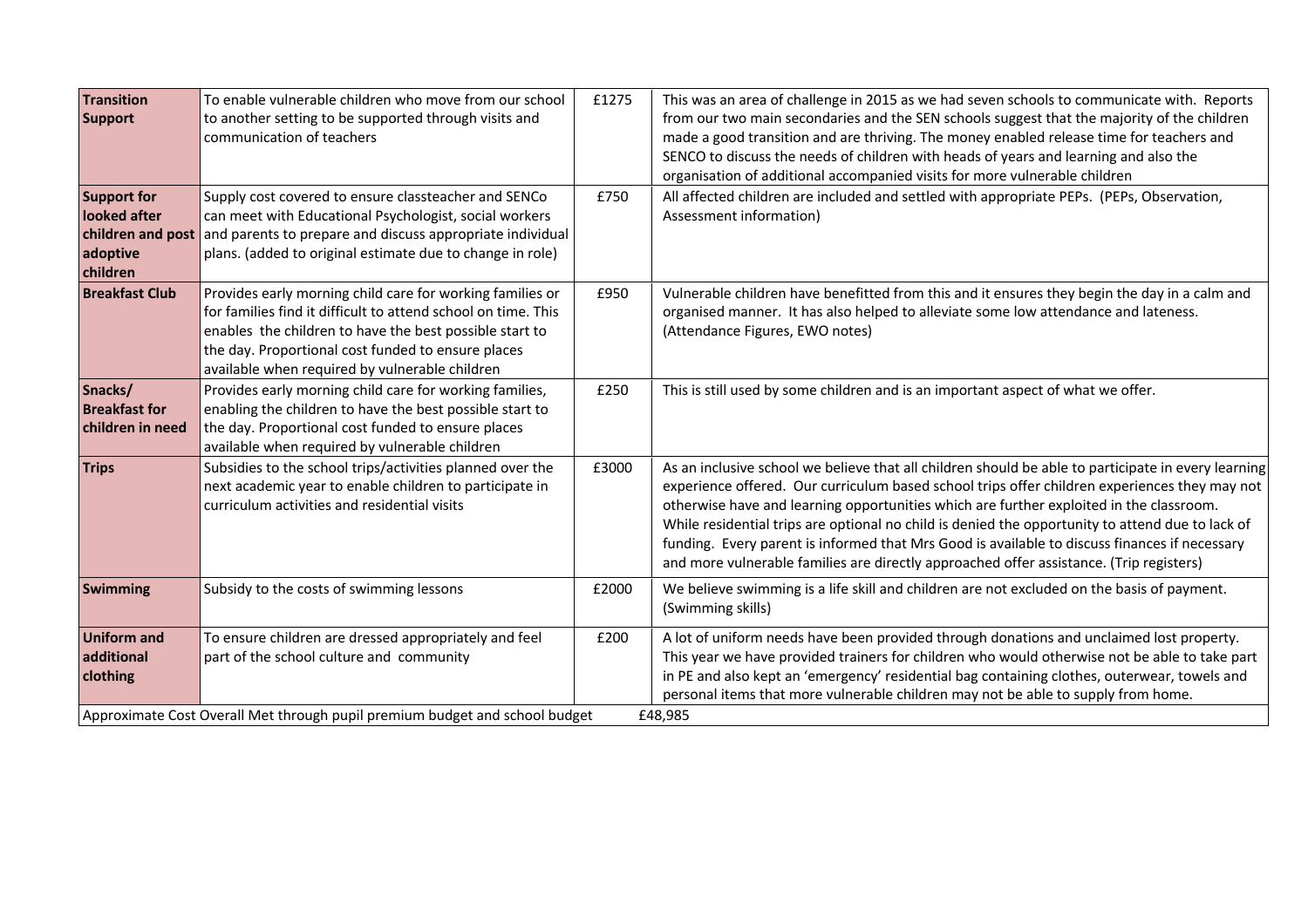| | | | |
|---|---|---|---|
| **Transition Support** | To enable vulnerable children who move from our school to another setting to be supported through visits and communication of teachers | £1275 | This was an area of challenge in 2015 as we had seven schools to communicate with. Reports from our two main secondaries and the SEN schools suggest that the majority of the children made a good transition and are thriving. The money enabled release time for teachers and SENCO to discuss the needs of children with heads of years and learning and also the organisation of additional accompanied visits for more vulnerable children |
| **Support for looked after children and post adoptive children** | Supply cost covered to ensure classteacher and SENCo can meet with Educational Psychologist, social workers and parents to prepare and discuss appropriate individual plans. (added to original estimate due to change in role) | £750 | All affected children are included and settled with appropriate PEPs. (PEPs, Observation, Assessment information) |
| **Breakfast Club** | Provides early morning child care for working families or for families find it difficult to attend school on time. This enables the children to have the best possible start to the day. Proportional cost funded to ensure places available when required by vulnerable children | £950 | Vulnerable children have benefitted from this and it ensures they begin the day in a calm and organised manner. It has also helped to alleviate some low attendance and lateness. (Attendance Figures, EWO notes) |
| **Snacks/ Breakfast for children in need** | Provides early morning child care for working families, enabling the children to have the best possible start to the day. Proportional cost funded to ensure places available when required by vulnerable children | £250 | This is still used by some children and is an important aspect of what we offer. |
| **Trips** | Subsidies to the school trips/activities planned over the next academic year to enable children to participate in curriculum activities and residential visits | £3000 | As an inclusive school we believe that all children should be able to participate in every learning experience offered. Our curriculum based school trips offer children experiences they may not otherwise have and learning opportunities which are further exploited in the classroom. While residential trips are optional no child is denied the opportunity to attend due to lack of funding. Every parent is informed that Mrs Good is available to discuss finances if necessary and more vulnerable families are directly approached offer assistance. (Trip registers) |
| **Swimming** | Subsidy to the costs of swimming lessons | £2000 | We believe swimming is a life skill and children are not excluded on the basis of payment. (Swimming skills) |
| **Uniform and additional clothing** | To ensure children are dressed appropriately and feel part of the school culture and community | £200 | A lot of uniform needs have been provided through donations and unclaimed lost property. This year we have provided trainers for children who would otherwise not be able to take part in PE and also kept an 'emergency' residential bag containing clothes, outerwear, towels and personal items that more vulnerable children may not be able to supply from home. |
| Approximate Cost Overall Met through pupil premium budget and school budget | | | £48,985 |